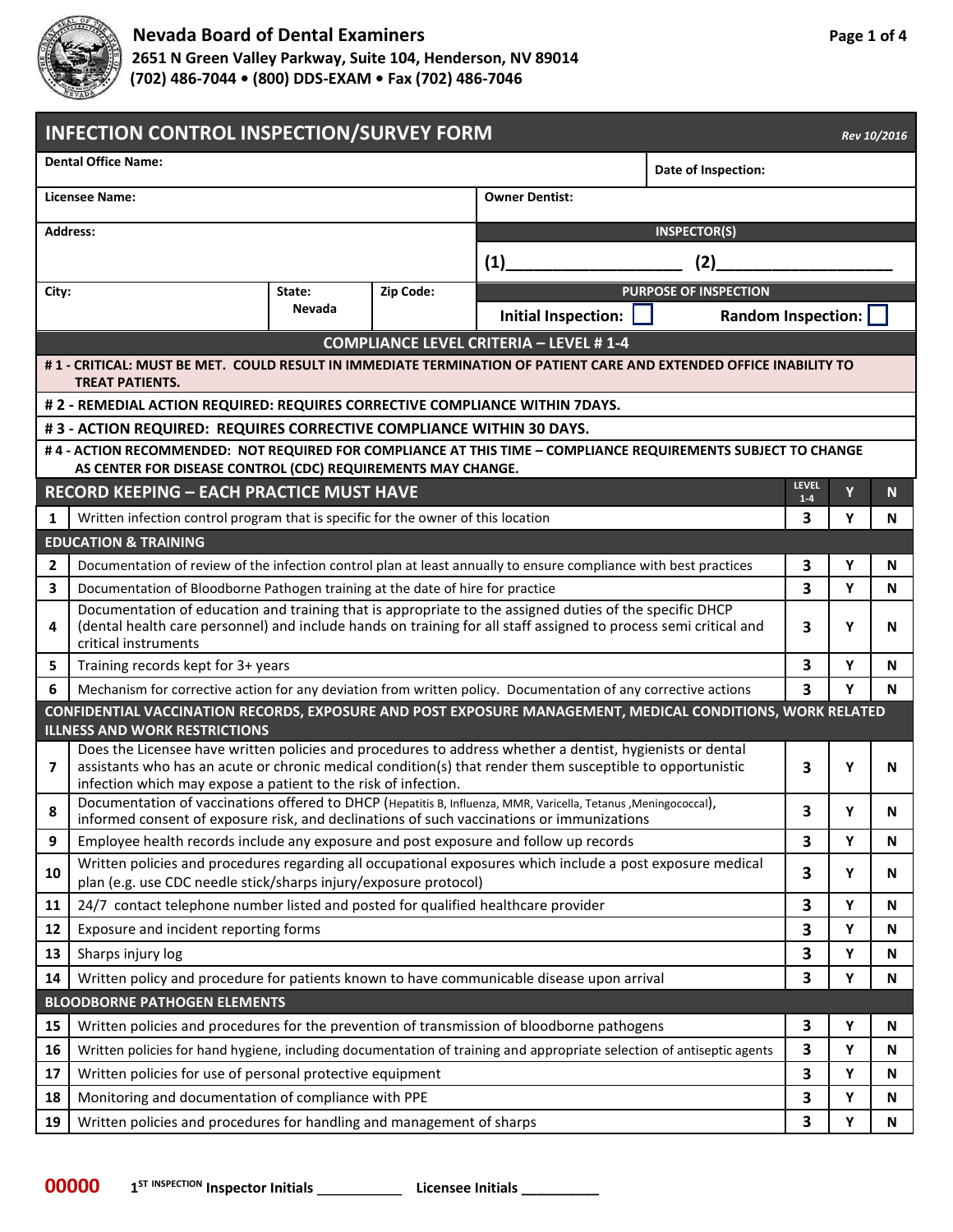**Nevada Board of Dental Examiners**
**2651 N Green Valley Parkway, Suite 104, Henderson, NV 89014**
**(702) 486-7044 • (800) DDS-EXAM • Fax (702) 486-7046**

# INFECTION CONTROL INSPECTION/SURVEY FORM

*Rev 10/2016*

| | |
|---|---|
| **Dental Office Name:** | **Date of Inspection:** |
| **Licensee Name:** | **Owner Dentist:** |
| **Address:** | **INSPECTOR(S)** (1)__________________ (2)__________________ |
| **City:** **State:** Nevada **Zip Code:** | **PURPOSE OF INSPECTION** Initial Inspection: ☐ Random Inspection: ☐ |

## COMPLIANCE LEVEL CRITERIA – LEVEL # 1-4

**# 1 - CRITICAL: MUST BE MET. COULD RESULT IN IMMEDIATE TERMINATION OF PATIENT CARE AND EXTENDED OFFICE INABILITY TO TREAT PATIENTS.**

**# 2 - REMEDIAL ACTION REQUIRED: REQUIRES CORRECTIVE COMPLIANCE WITHIN 7DAYS.**

**# 3 - ACTION REQUIRED: REQUIRES CORRECTIVE COMPLIANCE WITHIN 30 DAYS.**

**# 4 - ACTION RECOMMENDED: NOT REQUIRED FOR COMPLIANCE AT THIS TIME – COMPLIANCE REQUIREMENTS SUBJECT TO CHANGE AS CENTER FOR DISEASE CONTROL (CDC) REQUIREMENTS MAY CHANGE.**

| # | RECORD KEEPING – EACH PRACTICE MUST HAVE | LEVEL 1-4 | Y | N |
|---|---|---|---|---|
| 1 | Written infection control program that is specific for the owner of this location | 3 | Y | N |
| | **EDUCATION & TRAINING** | | | |
| 2 | Documentation of review of the infection control plan at least annually to ensure compliance with best practices | 3 | Y | N |
| 3 | Documentation of Bloodborne Pathogen training at the date of hire for practice | 3 | Y | N |
| 4 | Documentation of education and training that is appropriate to the assigned duties of the specific DHCP (dental health care personnel) and include hands on training for all staff assigned to process semi critical and critical instruments | 3 | Y | N |
| 5 | Training records kept for 3+ years | 3 | Y | N |
| 6 | Mechanism for corrective action for any deviation from written policy. Documentation of any corrective actions | 3 | Y | N |
| | **CONFIDENTIAL VACCINATION RECORDS, EXPOSURE AND POST EXPOSURE MANAGEMENT, MEDICAL CONDITIONS, WORK RELATED ILLNESS AND WORK RESTRICTIONS** | | | |
| 7 | Does the Licensee have written policies and procedures to address whether a dentist, hygienists or dental assistants who has an acute or chronic medical condition(s) that render them susceptible to opportunistic infection which may expose a patient to the risk of infection. | 3 | Y | N |
| 8 | Documentation of vaccinations offered to DHCP (Hepatitis B, Influenza, MMR, Varicella, Tetanus ,Meningococcal), informed consent of exposure risk, and declinations of such vaccinations or immunizations | 3 | Y | N |
| 9 | Employee health records include any exposure and post exposure and follow up records | 3 | Y | N |
| 10 | Written policies and procedures regarding all occupational exposures which include a post exposure medical plan (e.g. use CDC needle stick/sharps injury/exposure protocol) | 3 | Y | N |
| 11 | 24/7 contact telephone number listed and posted for qualified healthcare provider | 3 | Y | N |
| 12 | Exposure and incident reporting forms | 3 | Y | N |
| 13 | Sharps injury log | 3 | Y | N |
| 14 | Written policy and procedure for patients known to have communicable disease upon arrival | 3 | Y | N |
| | **BLOODBORNE PATHOGEN ELEMENTS** | | | |
| 15 | Written policies and procedures for the prevention of transmission of bloodborne pathogens | 3 | Y | N |
| 16 | Written policies for hand hygiene, including documentation of training and appropriate selection of antiseptic agents | 3 | Y | N |
| 17 | Written policies for use of personal protective equipment | 3 | Y | N |
| 18 | Monitoring and documentation of compliance with PPE | 3 | Y | N |
| 19 | Written policies and procedures for handling and management of sharps | 3 | Y | N |

00000 1ST INSPECTION Inspector Initials ___________ Licensee Initials __________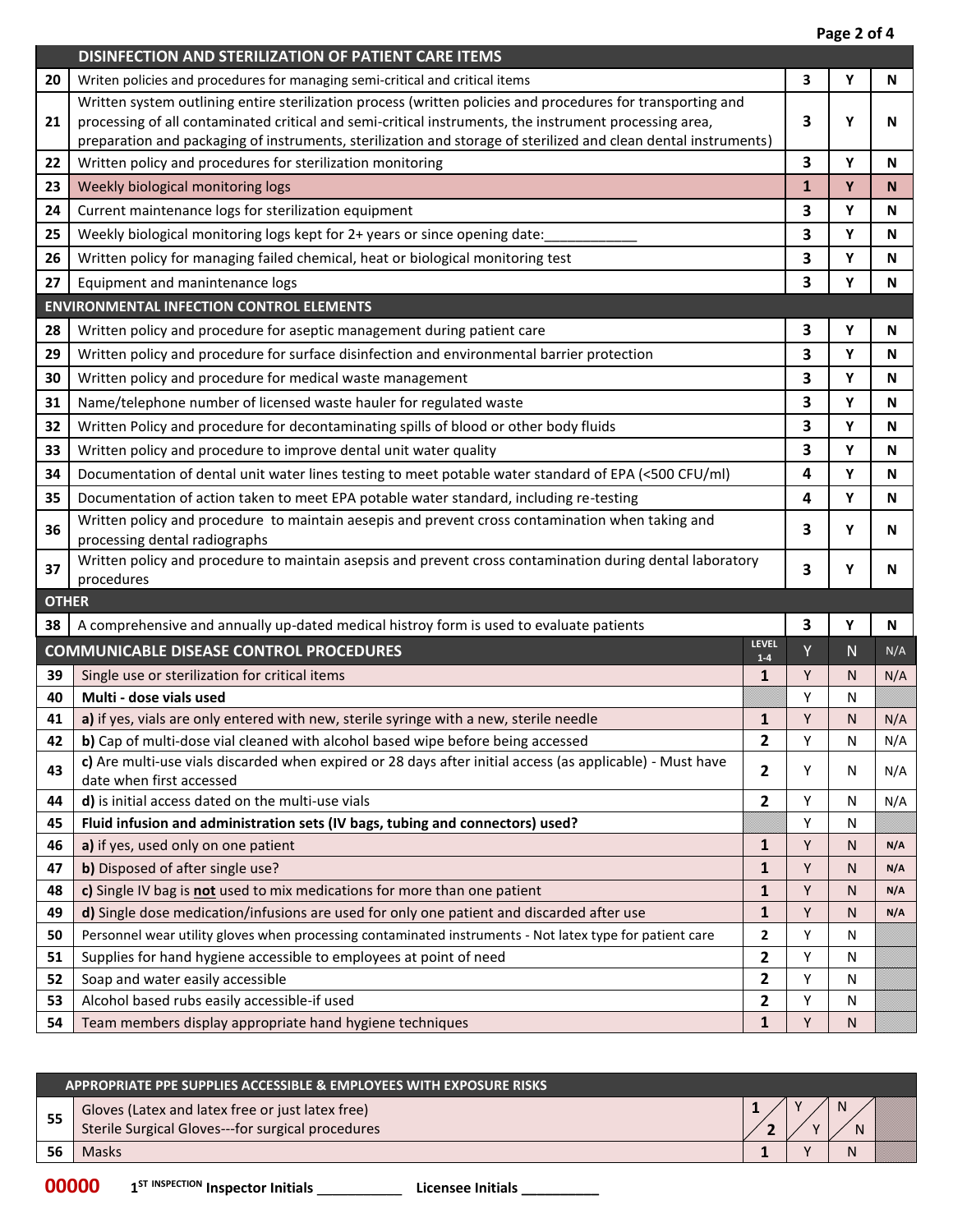| | DISINFECTION AND STERILIZATION OF PATIENT CARE ITEMS | | | |
|---|---|---|---|---|
| 20 | Writen policies and procedures for managing semi-critical and critical items | 3 | Y | N |
| 21 | Written system outlining entire sterilization process (written policies and procedures for transporting and processing of all contaminated critical and semi-critical instruments, the instrument processing area, preparation and packaging of instruments, sterilization and storage of sterilized and clean dental instruments) | 3 | Y | N |
| 22 | Written policy and procedures for sterilization monitoring | 3 | Y | N |
| 23 | Weekly biological monitoring logs | 1 | Y | N |
| 24 | Current maintenance logs for sterilization equipment | 3 | Y | N |
| 25 | Weekly biological monitoring logs kept for 2+ years or since opening date:____________ | 3 | Y | N |
| 26 | Written policy for managing failed chemical, heat or biological monitoring test | 3 | Y | N |
| 27 | Equipment and manintenance logs | 3 | Y | N |
| | **ENVIRONMENTAL INFECTION CONTROL ELEMENTS** | | | |
| 28 | Written policy and procedure for aseptic management during patient care | 3 | Y | N |
| 29 | Written policy and procedure for surface disinfection and environmental barrier protection | 3 | Y | N |
| 30 | Written policy and procedure for medical waste management | 3 | Y | N |
| 31 | Name/telephone number of licensed waste hauler for regulated waste | 3 | Y | N |
| 32 | Written Policy and procedure for decontaminating spills of blood or other body fluids | 3 | Y | N |
| 33 | Written policy and procedure to improve dental unit water quality | 3 | Y | N |
| 34 | Documentation of dental unit water lines testing to meet potable water standard of EPA (<500 CFU/ml) | 4 | Y | N |
| 35 | Documentation of action taken to meet EPA potable water standard, including re-testing | 4 | Y | N |
| 36 | Written policy and procedure to maintain aesepis and prevent cross contamination when taking and processing dental radiographs | 3 | Y | N |
| 37 | Written policy and procedure to maintain asepsis and prevent cross contamination during dental laboratory procedures | 3 | Y | N |
| | **OTHER** | | | |
| 38 | A comprehensive and annually up-dated medical histroy form is used to evaluate patients | 3 | Y | N |

| | COMMUNICABLE DISEASE CONTROL PROCEDURES | LEVEL 1-4 | Y | N | N/A |
|---|---|---|---|---|---|
| 39 | Single use or sterilization for critical items | 1 | Y | N | N/A |
| 40 | **Multi - dose vials used** | | Y | N | |
| 41 | **a)** if yes, vials are only entered with new, sterile syringe with a new, sterile needle | 1 | Y | N | N/A |
| 42 | **b)** Cap of multi-dose vial cleaned with alcohol based wipe before being accessed | 2 | Y | N | N/A |
| 43 | **c)** Are multi-use vials discarded when expired or 28 days after initial access (as applicable) - Must have date when first accessed | 2 | Y | N | N/A |
| 44 | **d)** is initial access dated on the multi-use vials | 2 | Y | N | N/A |
| 45 | **Fluid infusion and administration sets (IV bags, tubing and connectors) used?** | | Y | N | |
| 46 | **a)** if yes, used only on one patient | 1 | Y | N | N/A |
| 47 | **b)** Disposed of after single use? | 1 | Y | N | N/A |
| 48 | **c)** Single IV bag is **not** used to mix medications for more than one patient | 1 | Y | N | N/A |
| 49 | **d)** Single dose medication/infusions are used for only one patient and discarded after use | 1 | Y | N | N/A |
| 50 | Personnel wear utility gloves when processing contaminated instruments - Not latex type for patient care | 2 | Y | N | |
| 51 | Supplies for hand hygiene accessible to employees at point of need | 2 | Y | N | |
| 52 | Soap and water easily accessible | 2 | Y | N | |
| 53 | Alcohol based rubs easily accessible-if used | 2 | Y | N | |
| 54 | Team members display appropriate hand hygiene techniques | 1 | Y | N | |

| | APPROPRIATE PPE SUPPLIES ACCESSIBLE & EMPLOYEES WITH EXPOSURE RISKS | | | | |
|---|---|---|---|---|---|
| 55 | Gloves (Latex and latex free or just latex free)<br>Sterile Surgical Gloves---for surgical procedures | 1 / 2 | Y / Y | N / N | |
| 56 | Masks | 1 | Y | N | |

00000 1[ST INSPECTION] Inspector Initials ___________ Licensee Initials __________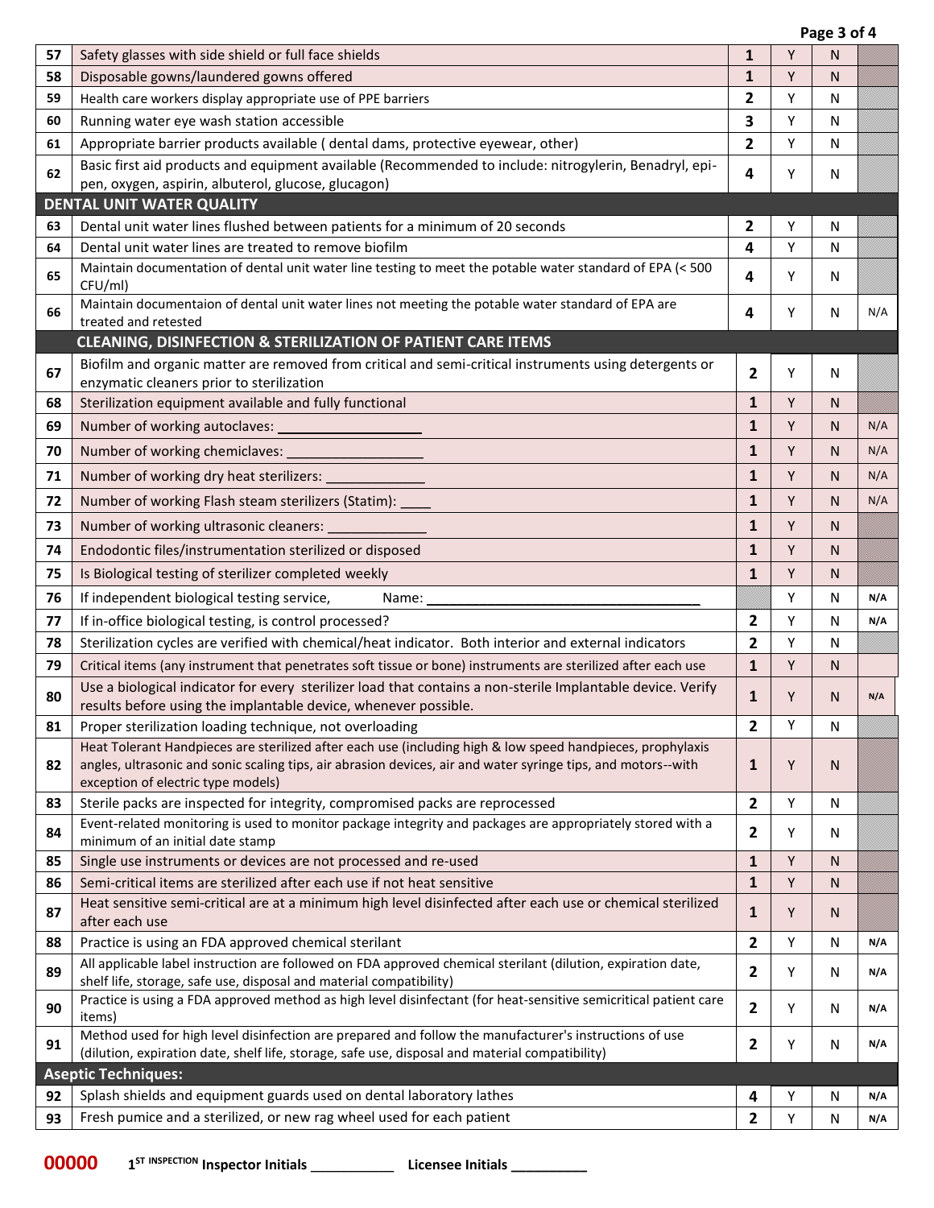| # | Item | Points | Y | N | N/A |
|---|---|---|---|---|---|
| 57 | Safety glasses with side shield or full face shields | 1 | Y | N | |
| 58 | Disposable gowns/laundered gowns offered | 1 | Y | N | |
| 59 | Health care workers display appropriate use of PPE barriers | 2 | Y | N | |
| 60 | Running water eye wash station accessible | 3 | Y | N | |
| 61 | Appropriate barrier products available ( dental dams, protective eyewear, other) | 2 | Y | N | |
| 62 | Basic first aid products and equipment available (Recommended to include: nitrogylerin, Benadryl, epi-pen, oxygen, aspirin, albuterol, glucose, glucagon) | 4 | Y | N | |
| **DENTAL UNIT WATER QUALITY** | | | | | |
| 63 | Dental unit water lines flushed between patients for a minimum of 20 seconds | 2 | Y | N | |
| 64 | Dental unit water lines are treated to remove biofilm | 4 | Y | N | |
| 65 | Maintain documentation of dental unit water line testing to meet the potable water standard of EPA (< 500 CFU/ml) | 4 | Y | N | |
| 66 | Maintain documentaion of dental unit water lines not meeting the potable water standard of EPA are treated and retested | 4 | Y | N | N/A |
| **CLEANING, DISINFECTION & STERILIZATION OF PATIENT CARE ITEMS** | | | | | |
| 67 | Biofilm and organic matter are removed from critical and semi-critical instruments using detergents or enzymatic cleaners prior to sterilization | 2 | Y | N | |
| 68 | Sterilization equipment available and fully functional | 1 | Y | N | |
| 69 | Number of working autoclaves: ________________ | 1 | Y | N | N/A |
| 70 | Number of working chemiclaves: ________________ | 1 | Y | N | N/A |
| 71 | Number of working dry heat sterilizers: ____________ | 1 | Y | N | N/A |
| 72 | Number of working Flash steam sterilizers (Statim): ____ | 1 | Y | N | N/A |
| 73 | Number of working ultrasonic cleaners: ____________ | 1 | Y | N | |
| 74 | Endodontic files/instrumentation sterilized or disposed | 1 | Y | N | |
| 75 | Is Biological testing of sterilizer completed weekly | 1 | Y | N | |
| 76 | If independent biological testing service, Name: ________________________________ | | Y | N | N/A |
| 77 | If in-office biological testing, is control processed? | 2 | Y | N | N/A |
| 78 | Sterilization cycles are verified with chemical/heat indicator. Both interior and external indicators | 2 | Y | N | |
| 79 | Critical items (any instrument that penetrates soft tissue or bone) instruments are sterilized after each use | 1 | Y | N | |
| 80 | Use a biological indicator for every sterilizer load that contains a non-sterile Implantable device. Verify results before using the implantable device, whenever possible. | 1 | Y | N | N/A |
| 81 | Proper sterilization loading technique, not overloading | 2 | Y | N | |
| 82 | Heat Tolerant Handpieces are sterilized after each use (including high & low speed handpieces, prophylaxis angles, ultrasonic and sonic scaling tips, air abrasion devices, air and water syringe tips, and motors--with exception of electric type models) | 1 | Y | N | |
| 83 | Sterile packs are inspected for integrity, compromised packs are reprocessed | 2 | Y | N | |
| 84 | Event-related monitoring is used to monitor package integrity and packages are appropriately stored with a minimum of an initial date stamp | 2 | Y | N | |
| 85 | Single use instruments or devices are not processed and re-used | 1 | Y | N | |
| 86 | Semi-critical items are sterilized after each use if not heat sensitive | 1 | Y | N | |
| 87 | Heat sensitive semi-critical are at a minimum high level disinfected after each use or chemical sterilized after each use | 1 | Y | N | |
| 88 | Practice is using an FDA approved chemical sterilant | 2 | Y | N | N/A |
| 89 | All applicable label instruction are followed on FDA approved chemical sterilant (dilution, expiration date, shelf life, storage, safe use, disposal and material compatibility) | 2 | Y | N | N/A |
| 90 | Practice is using a FDA approved method as high level disinfectant (for heat-sensitive semicritical patient care items) | 2 | Y | N | N/A |
| 91 | Method used for high level disinfection are prepared and follow the manufacturer's instructions of use (dilution, expiration date, shelf life, storage, safe use, disposal and material compatibility) | 2 | Y | N | N/A |
| **Aseptic Techniques:** | | | | | |
| 92 | Splash shields and equipment guards used on dental laboratory lathes | 4 | Y | N | N/A |
| 93 | Fresh pumice and a sterilized, or new rag wheel used for each patient | 2 | Y | N | N/A |

**00000** 1ST INSPECTION **Inspector Initials** ___________ **Licensee Initials** __________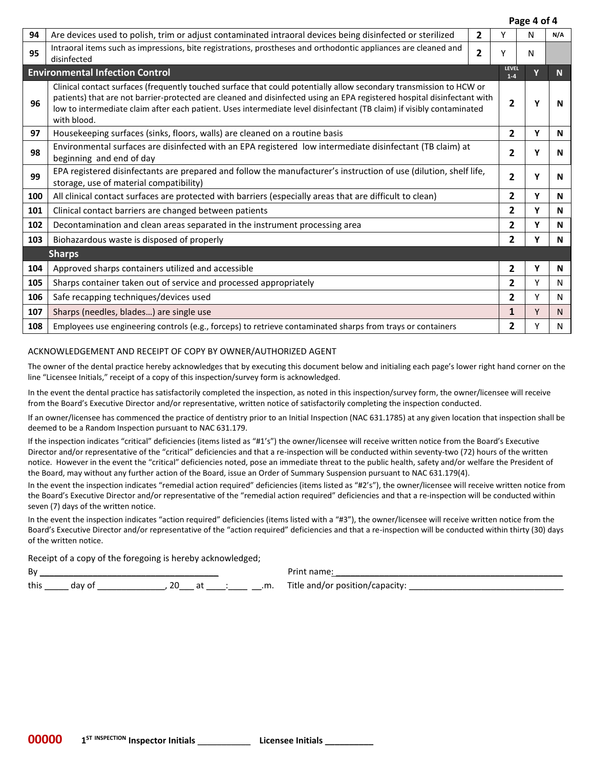| | | | | | |
|---|---|---|---|---|---|
| 94 | Are devices used to polish, trim or adjust contaminated intraoral devices being disinfected or sterilized | 2 | Y | N | N/A |
| 95 | Intraoral items such as impressions, bite registrations, prostheses and orthodontic appliances are cleaned and disinfected | 2 | Y | N | |

| | **Environmental Infection Control** | **LEVEL 1-4** | **Y** | **N** |
|---|---|---|---|---|
| 96 | Clinical contact surfaces (frequently touched surface that could potentially allow secondary transmission to HCW or patients) that are not barrier-protected are cleaned and disinfected using an EPA registered hospital disinfectant with low to intermediate claim after each patient. Uses intermediate level disinfectant (TB claim) if visibly contaminated with blood. | 2 | Y | N |
| 97 | Housekeeping surfaces (sinks, floors, walls) are cleaned on a routine basis | 2 | Y | N |
| 98 | Environmental surfaces are disinfected with an EPA registered low intermediate disinfectant (TB claim) at beginning and end of day | 2 | Y | N |
| 99 | EPA registered disinfectants are prepared and follow the manufacturer's instruction of use (dilution, shelf life, storage, use of material compatibility) | 2 | Y | N |
| 100 | All clinical contact surfaces are protected with barriers (especially areas that are difficult to clean) | 2 | Y | N |
| 101 | Clinical contact barriers are changed between patients | 2 | Y | N |
| 102 | Decontamination and clean areas separated in the instrument processing area | 2 | Y | N |
| 103 | Biohazardous waste is disposed of properly | 2 | Y | N |
| | **Sharps** | | | |
| 104 | Approved sharps containers utilized and accessible | 2 | Y | N |
| 105 | Sharps container taken out of service and processed appropriately | 2 | Y | N |
| 106 | Safe recapping techniques/devices used | 2 | Y | N |
| 107 | Sharps (needles, blades…) are single use | 1 | Y | N |
| 108 | Employees use engineering controls (e.g., forceps) to retrieve contaminated sharps from trays or containers | 2 | Y | N |

ACKNOWLEDGEMENT AND RECEIPT OF COPY BY OWNER/AUTHORIZED AGENT

The owner of the dental practice hereby acknowledges that by executing this document below and initialing each page's lower right hand corner on the line "Licensee Initials," receipt of a copy of this inspection/survey form is acknowledged.

In the event the dental practice has satisfactorily completed the inspection, as noted in this inspection/survey form, the owner/licensee will receive from the Board's Executive Director and/or representative, written notice of satisfactorily completing the inspection conducted.

If an owner/licensee has commenced the practice of dentistry prior to an Initial Inspection (NAC 631.1785) at any given location that inspection shall be deemed to be a Random Inspection pursuant to NAC 631.179.

If the inspection indicates "critical" deficiencies (items listed as "#1's") the owner/licensee will receive written notice from the Board's Executive Director and/or representative of the "critical" deficiencies and that a re-inspection will be conducted within seventy-two (72) hours of the written notice. However in the event the "critical" deficiencies noted, pose an immediate threat to the public health, safety and/or welfare the President of the Board, may without any further action of the Board, issue an Order of Summary Suspension pursuant to NAC 631.179(4).

In the event the inspection indicates "remedial action required" deficiencies (items listed as "#2's"), the owner/licensee will receive written notice from the Board's Executive Director and/or representative of the "remedial action required" deficiencies and that a re-inspection will be conducted within seven (7) days of the written notice.

In the event the inspection indicates "action required" deficiencies (items listed with a "#3"), the owner/licensee will receive written notice from the Board's Executive Director and/or representative of the "action required" deficiencies and that a re-inspection will be conducted within thirty (30) days of the written notice.

Receipt of a copy of the foregoing is hereby acknowledged;

By ___________________________________ Print name: ___________________________________

this _____ day of ______________, 20___ at ____:____ __.m. Title and/or position/capacity: ________________________________

00000 1ST INSPECTION Inspector Initials ___________ Licensee Initials __________